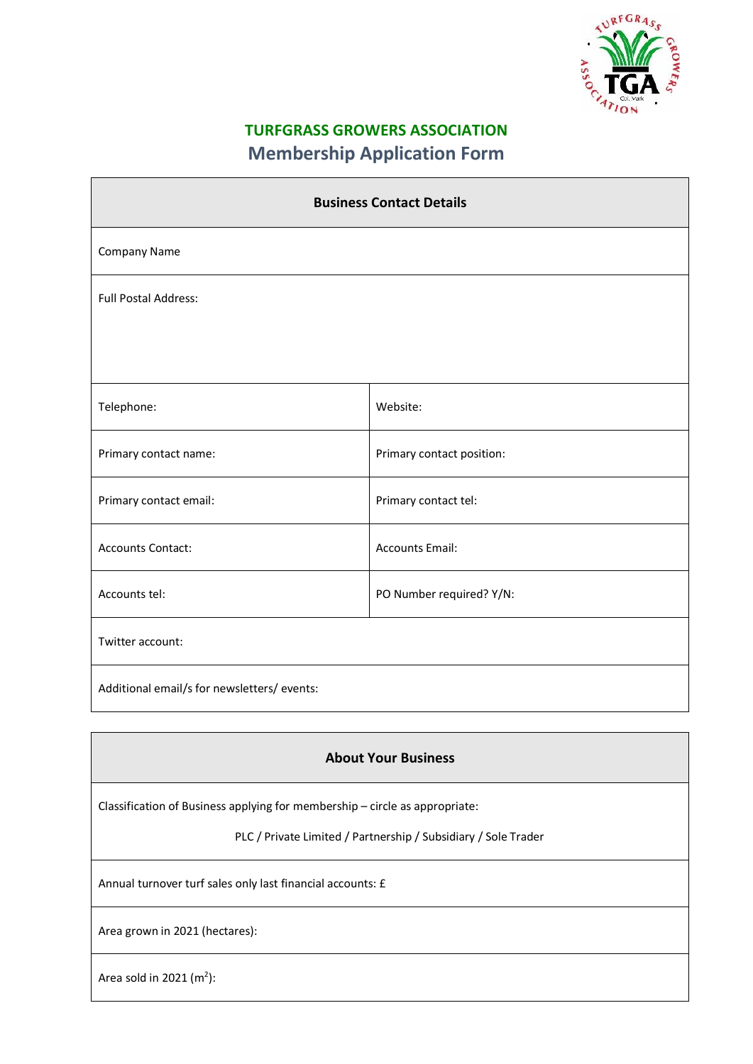# TURFGRASS GROWERS ASSOCIATION

## Membership Application Form

| Business Contact Details | |
|---|---|
| Company Name | |
| Full Postal Address: | |
| Telephone: | Website: |
| Primary contact name: | Primary contact position: |
| Primary contact email: | Primary contact tel: |
| Accounts Contact: | Accounts Email: |
| Accounts tel: | PO Number required? Y/N: |
| Twitter account: | |
| Additional email/s for newsletters/ events: | |

| About Your Business |
|---|
| Classification of Business applying for membership – circle as appropriate:<br>PLC / Private Limited / Partnership / Subsidiary / Sole Trader |
| Annual turnover turf sales only last financial accounts: £ |
| Area grown in 2021 (hectares): |
| Area sold in 2021 ($m^2$): |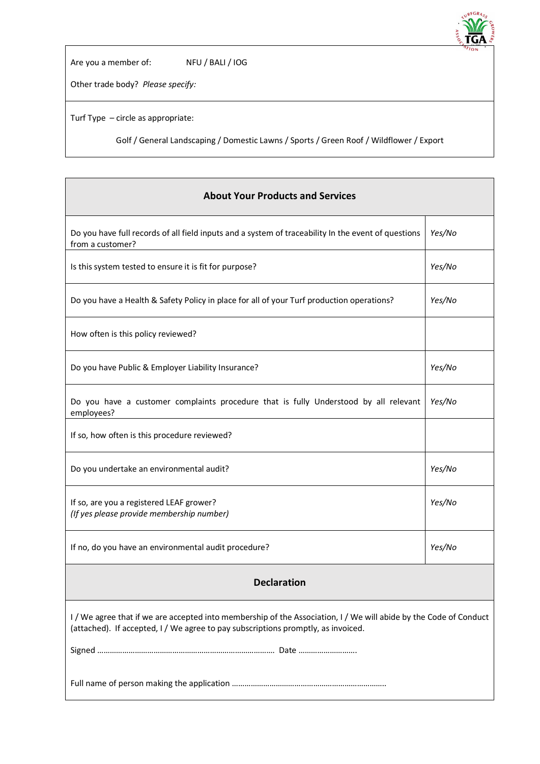Are you a member of: NFU / BALI / IOG

Other trade body? *Please specify:*

Turf Type – circle as appropriate:

Golf / General Landscaping / Domestic Lawns / Sports / Green Roof / Wildflower / Export

| About Your Products and Services | |
|---|---|
| Do you have full records of all field inputs and a system of traceability In the event of questions from a customer? | *Yes/No* |
| Is this system tested to ensure it is fit for purpose? | *Yes/No* |
| Do you have a Health & Safety Policy in place for all of your Turf production operations? | *Yes/No* |
| How often is this policy reviewed? | |
| Do you have Public & Employer Liability Insurance? | *Yes/No* |
| Do you have a customer complaints procedure that is fully Understood by all relevant employees? | *Yes/No* |
| If so, how often is this procedure reviewed? | |
| Do you undertake an environmental audit? | *Yes/No* |
| If so, are you a registered LEAF grower? *(If yes please provide membership number)* | *Yes/No* |
| If no, do you have an environmental audit procedure? | *Yes/No* |

## Declaration

I / We agree that if we are accepted into membership of the Association, I / We will abide by the Code of Conduct (attached). If accepted, I / We agree to pay subscriptions promptly, as invoiced.

Signed ………………………………………………………………………… Date ………………………

Full name of person making the application ………………………………………………………………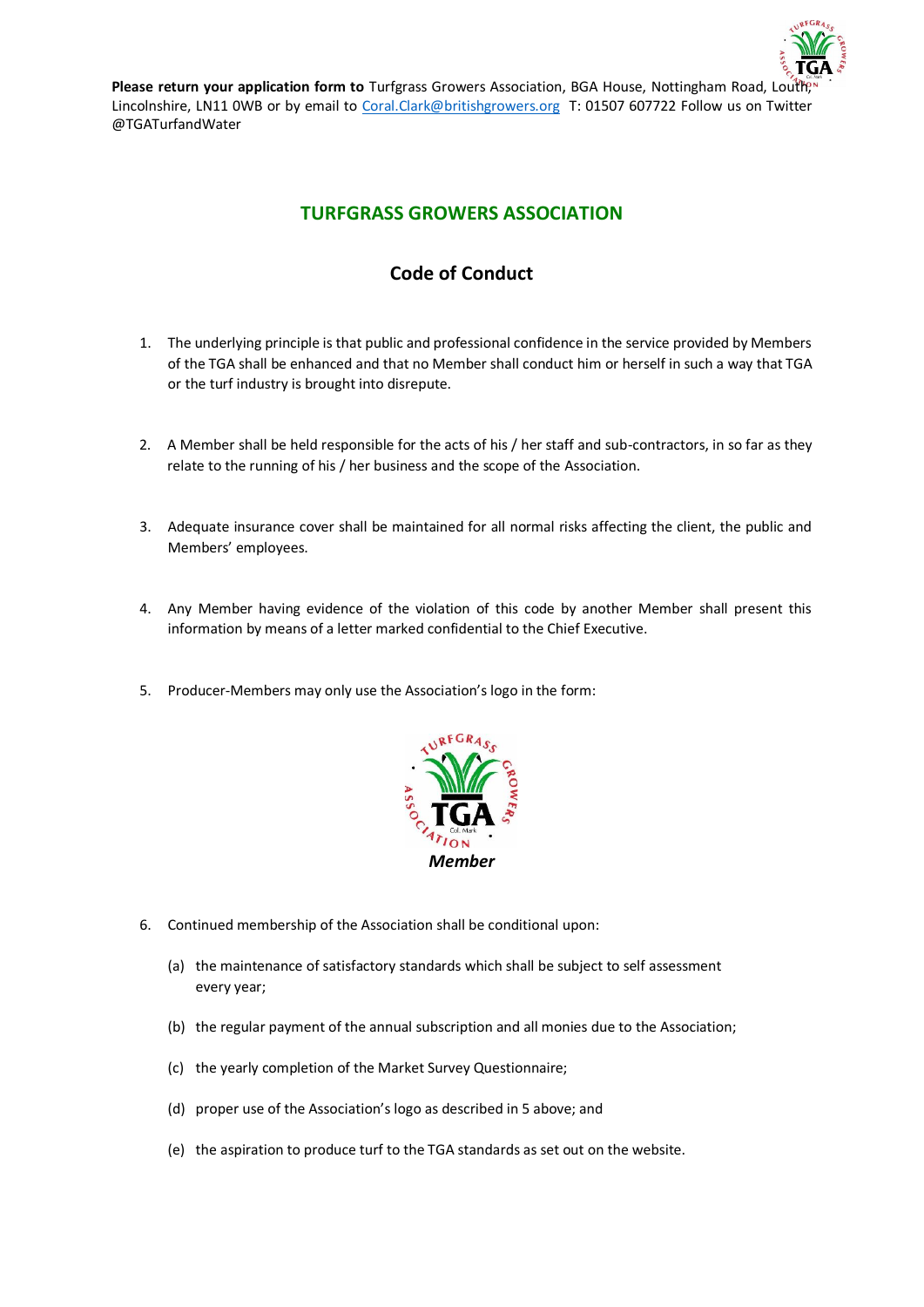**Please return your application form to** Turfgrass Growers Association, BGA House, Nottingham Road, Louth, Lincolnshire, LN11 0WB or by email to Coral.Clark@britishgrowers.org T: 01507 607722 Follow us on Twitter @TGATurfandWater

# TURFGRASS GROWERS ASSOCIATION

## Code of Conduct

1. The underlying principle is that public and professional confidence in the service provided by Members of the TGA shall be enhanced and that no Member shall conduct him or herself in such a way that TGA or the turf industry is brought into disrepute.

2. A Member shall be held responsible for the acts of his / her staff and sub-contractors, in so far as they relate to the running of his / her business and the scope of the Association.

3. Adequate insurance cover shall be maintained for all normal risks affecting the client, the public and Members' employees.

4. Any Member having evidence of the violation of this code by another Member shall present this information by means of a letter marked confidential to the Chief Executive.

5. Producer-Members may only use the Association's logo in the form:

   ***Member***

6. Continued membership of the Association shall be conditional upon:

   (a) the maintenance of satisfactory standards which shall be subject to self assessment every year;

   (b) the regular payment of the annual subscription and all monies due to the Association;

   (c) the yearly completion of the Market Survey Questionnaire;

   (d) proper use of the Association's logo as described in 5 above; and

   (e) the aspiration to produce turf to the TGA standards as set out on the website.